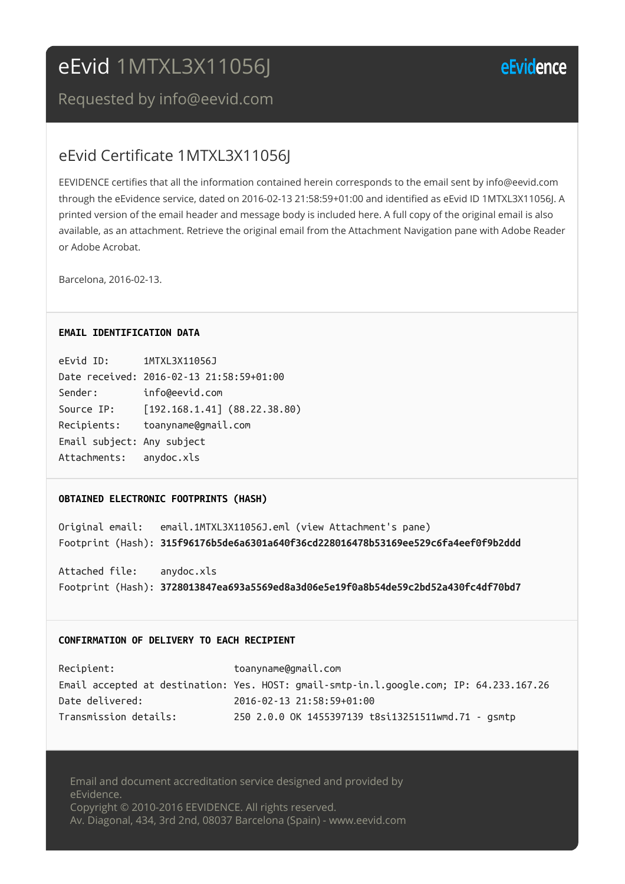# eEvid 1MTXL3X11056J

Requested by info@eevid.com

eEvidence

## eEvid Certificate 1MTXL3X11056J

EEVIDENCE certifies that all the information contained herein corresponds to the email sent by info@eevid.com through the eEvidence service, dated on 2016-02-13 21:58:59+01:00 and identified as eEvid ID 1MTXL3X11056J. A printed version of the email header and message body is included here. A full copy of the original email is also available, as an attachment. Retrieve the original email from the Attachment Navigation pane with Adobe Reader or Adobe Acrobat.

Barcelona, 2016-02-13.

### EMAIL IDENTIFICATION DATA

```
eEvid ID:      1MTXL3X11056J
Date received: 2016-02-13 21:58:59+01:00
Sender:        info@eevid.com
Source IP:     [192.168.1.41] (88.22.38.80)
Recipients:    toanyname@gmail.com
Email subject: Any subject
Attachments:   anydoc.xls
```

### OBTAINED ELECTRONIC FOOTPRINTS (HASH)

Original email: email.1MTXL3X11056J.eml (view Attachment's pane)
Footprint (Hash): **315f96176b5de6a6301a640f36cd228016478b53169ee529c6fa4eef0f9b2ddd**

Attached file: anydoc.xls
Footprint (Hash): **3728013847ea693a5569ed8a3d06e5e19f0a8b54de59c2bd52a430fc4df70bd7**

### CONFIRMATION OF DELIVERY TO EACH RECIPIENT

```
Recipient:                    toanyname@gmail.com
Email accepted at destination: Yes. HOST: gmail-smtp-in.l.google.com; IP: 64.233.167.26
Date delivered:               2016-02-13 21:58:59+01:00
Transmission details:         250 2.0.0 OK 1455397139 t8si13251511wmd.71 - gsmtp
```

Email and document accreditation service designed and provided by eEvidence.
Copyright © 2010-2016 EEVIDENCE. All rights reserved.
Av. Diagonal, 434, 3rd 2nd, 08037 Barcelona (Spain) - www.eevid.com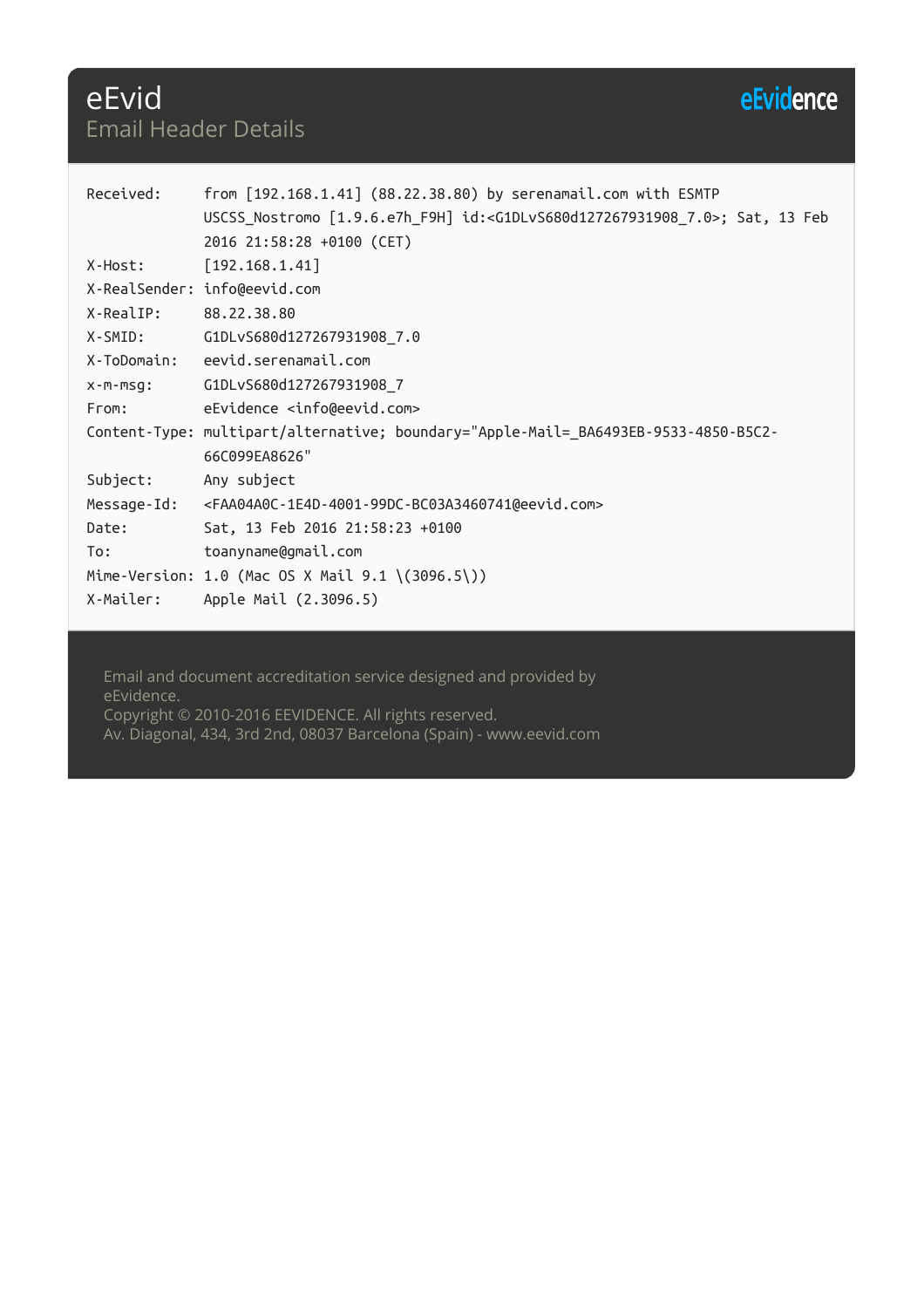# eEvid

## Email Header Details

eEvidence

```
Received:     from [192.168.1.41] (88.22.38.80) by serenamail.com with ESMTP
              USCSS_Nostromo [1.9.6.e7h_F9H] id:<G1DLvS680d127267931908_7.0>; Sat, 13 Feb
              2016 21:58:28 +0100 (CET)
X-Host:       [192.168.1.41]
X-RealSender: info@eevid.com
X-RealIP:     88.22.38.80
X-SMID:       G1DLvS680d127267931908_7.0
X-ToDomain:   eevid.serenamail.com
x-m-msg:      G1DLvS680d127267931908_7
From:         eEvidence <info@eevid.com>
Content-Type: multipart/alternative; boundary="Apple-Mail=_BA6493EB-9533-4850-B5C2-
              66C099EA8626"
Subject:      Any subject
Message-Id:   <FAA04A0C-1E4D-4001-99DC-BC03A3460741@eevid.com>
Date:         Sat, 13 Feb 2016 21:58:23 +0100
To:           toanyname@gmail.com
Mime-Version: 1.0 (Mac OS X Mail 9.1 \(3096.5\))
X-Mailer:     Apple Mail (2.3096.5)
```

Email and document accreditation service designed and provided by eEvidence.
Copyright © 2010-2016 EEVIDENCE. All rights reserved.
Av. Diagonal, 434, 3rd 2nd, 08037 Barcelona (Spain) - www.eevid.com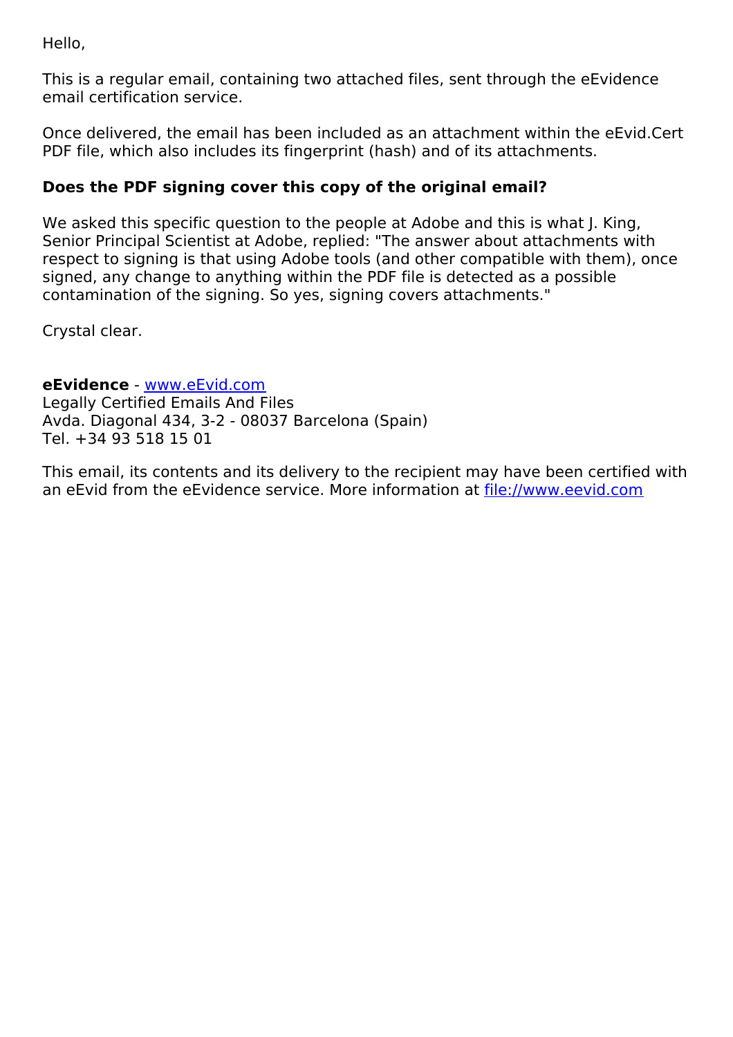Hello,

This is a regular email, containing two attached files, sent through the eEvidence email certification service.

Once delivered, the email has been included as an attachment within the eEvid.Cert PDF file, which also includes its fingerprint (hash) and of its attachments.

**Does the PDF signing cover this copy of the original email?**

We asked this specific question to the people at Adobe and this is what J. King, Senior Principal Scientist at Adobe, replied: "The answer about attachments with respect to signing is that using Adobe tools (and other compatible with them), once signed, any change to anything within the PDF file is detected as a possible contamination of the signing. So yes, signing covers attachments."

Crystal clear.

**eEvidence** - [www.eEvid.com](www.eEvid.com)
Legally Certified Emails And Files
Avda. Diagonal 434, 3-2 - 08037 Barcelona (Spain)
Tel. +34 93 518 15 01

This email, its contents and its delivery to the recipient may have been certified with an eEvid from the eEvidence service. More information at [file://www.eevid.com](file://www.eevid.com)